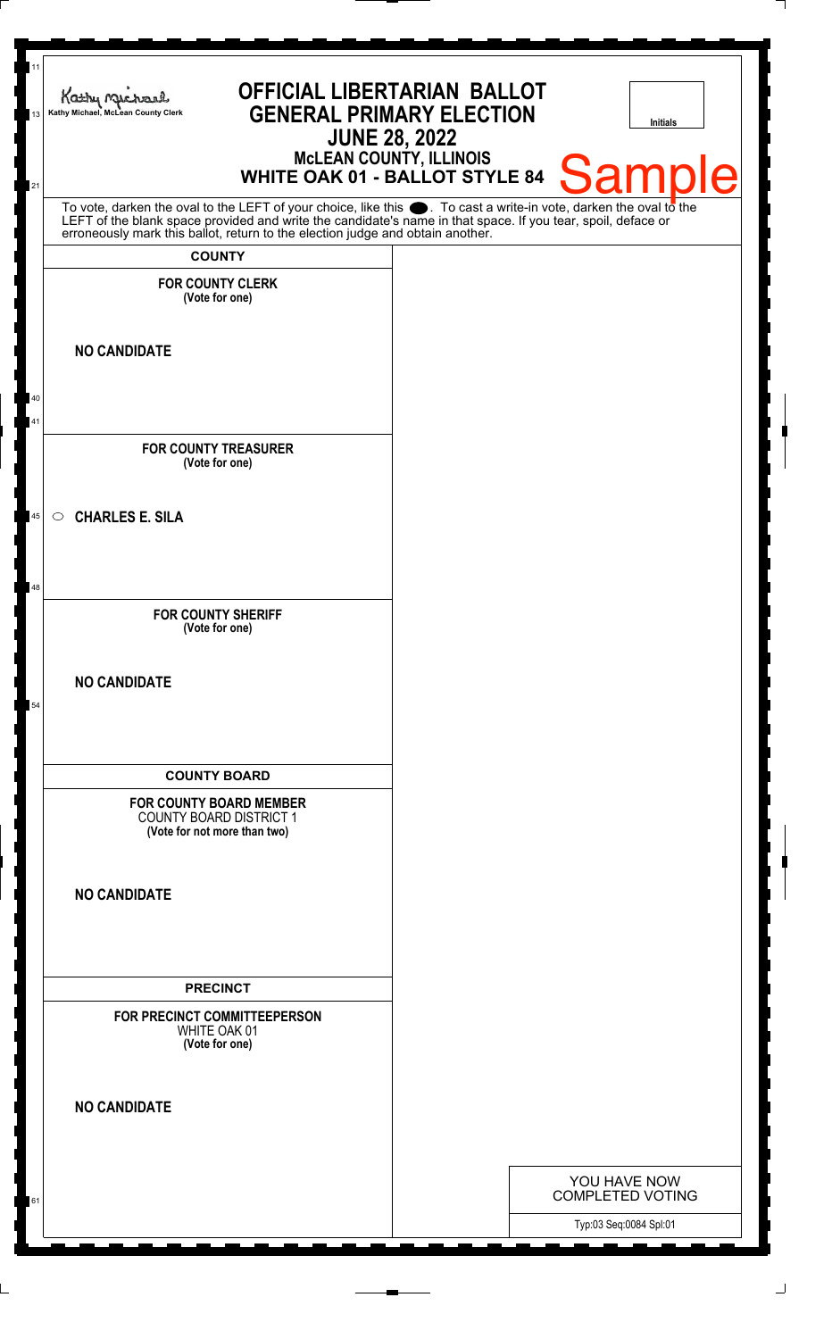Kathy Michael, McLean County Clerk

# OFFICIAL LIBERTARIAN BALLOT
# GENERAL PRIMARY ELECTION
## JUNE 28, 2022
### McLEAN COUNTY, ILLINOIS
### WHITE OAK 01 - BALLOT STYLE 84

Initials

Sample

To vote, darken the oval to the LEFT of your choice, like this ⬬. To cast a write-in vote, darken the oval to the LEFT of the blank space provided and write the candidate's name in that space. If you tear, spoil, deface or erroneously mark this ballot, return to the election judge and obtain another.

**COUNTY**

**FOR COUNTY CLERK**
**(Vote for one)**

**NO CANDIDATE**

**FOR COUNTY TREASURER**
**(Vote for one)**

○ **CHARLES E. SILA**

**FOR COUNTY SHERIFF**
**(Vote for one)**

**NO CANDIDATE**

**COUNTY BOARD**

**FOR COUNTY BOARD MEMBER**
COUNTY BOARD DISTRICT 1
**(Vote for not more than two)**

**NO CANDIDATE**

**PRECINCT**

**FOR PRECINCT COMMITTEEPERSON**
WHITE OAK 01
**(Vote for one)**

**NO CANDIDATE**

YOU HAVE NOW COMPLETED VOTING

Typ:03 Seq:0084 Spl:01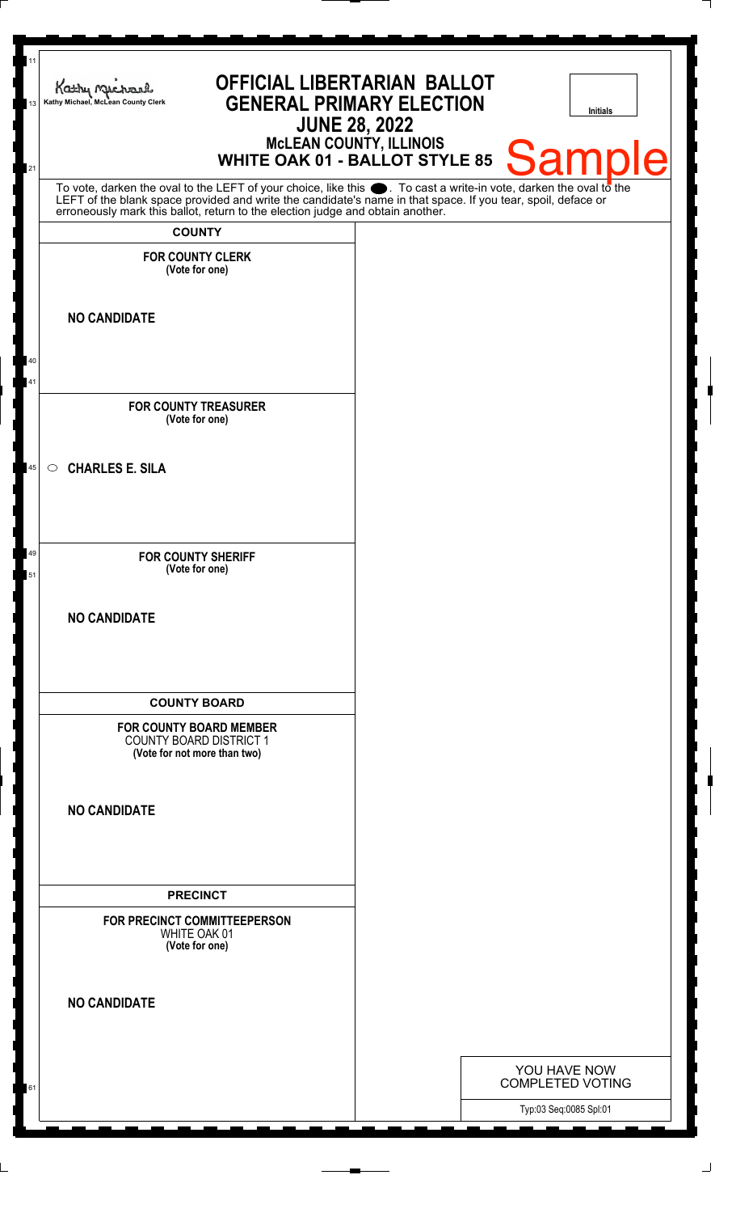Kathy Michael, McLean County Clerk

# OFFICIAL LIBERTARIAN BALLOT
## GENERAL PRIMARY ELECTION
## JUNE 28, 2022
### McLEAN COUNTY, ILLINOIS
### WHITE OAK 01 - BALLOT STYLE 85

Initials

Sample

To vote, darken the oval to the LEFT of your choice, like this ⬬. To cast a write-in vote, darken the oval to the LEFT of the blank space provided and write the candidate's name in that space. If you tear, spoil, deface or erroneously mark this ballot, return to the election judge and obtain another.

## COUNTY

**FOR COUNTY CLERK**
**(Vote for one)**

**NO CANDIDATE**

**FOR COUNTY TREASURER**
**(Vote for one)**

○ **CHARLES E. SILA**

**FOR COUNTY SHERIFF**
**(Vote for one)**

**NO CANDIDATE**

## COUNTY BOARD

**FOR COUNTY BOARD MEMBER**
COUNTY BOARD DISTRICT 1
**(Vote for not more than two)**

**NO CANDIDATE**

## PRECINCT

**FOR PRECINCT COMMITTEEPERSON**
WHITE OAK 01
**(Vote for one)**

**NO CANDIDATE**

YOU HAVE NOW COMPLETED VOTING

Typ:03 Seq:0085 Spl:01